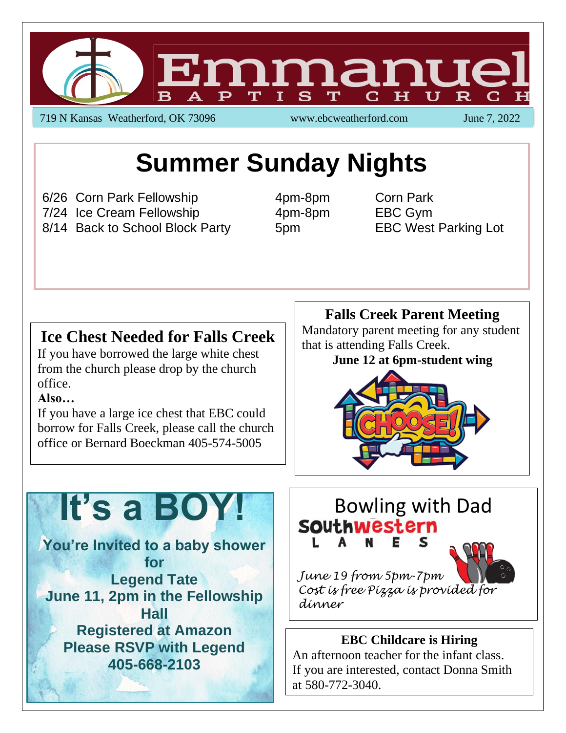# Emmanuel

BAPTIST CHURCH

719 N Kansas Weatherford, OK 73096 www.ebcweatherford.com June 7, 2022

## Summer Sunday Nights

| | | | |
|---|---|---|---|
| 6/26 | Corn Park Fellowship | 4pm-8pm | Corn Park |
| 7/24 | Ice Cream Fellowship | 4pm-8pm | EBC Gym |
| 8/14 | Back to School Block Party | 5pm | EBC West Parking Lot |

## Ice Chest Needed for Falls Creek

If you have borrowed the large white chest from the church please drop by the church office.

**Also…**

If you have a large ice chest that EBC could borrow for Falls Creek, please call the church office or Bernard Boeckman 405-574-5005

## Falls Creek Parent Meeting

Mandatory parent meeting for any student that is attending Falls Creek.

**June 12 at 6pm-student wing**

CHOOSE!

# It's a BOY!

**You're Invited to a baby shower for**
**Legend Tate**
**June 11, 2pm in the Fellowship Hall**
**Registered at Amazon**
**Please RSVP with Legend**
**405-668-2103**

## Bowling with Dad

Southwestern LANES

*June 19 from 5pm-7pm*
*Cost is free Pizza is provided for dinner*

## EBC Childcare is Hiring

An afternoon teacher for the infant class. If you are interested, contact Donna Smith at 580-772-3040.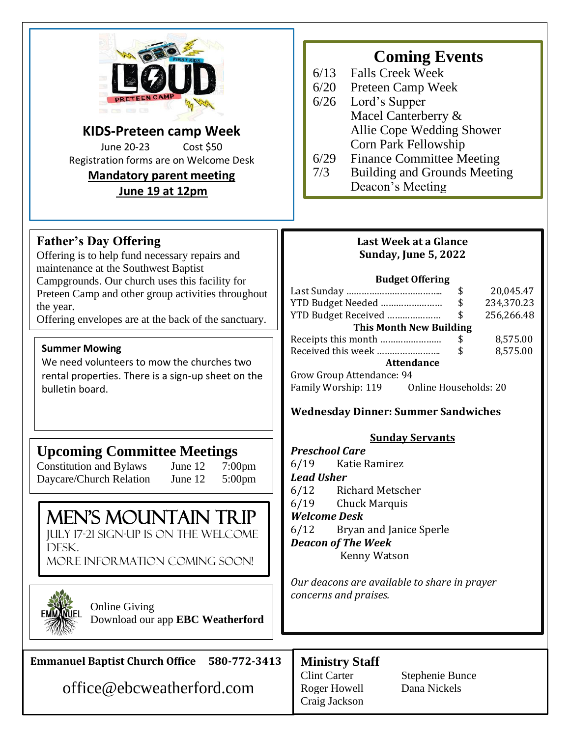LOUD
FIRST KIDS
PRETEEN CAMP

## KIDS-Preteen camp Week

June 20-23 Cost $50

Registration forms are on Welcome Desk

**Mandatory parent meeting**

**June 19 at 12pm**

## Coming Events

| | |
|---|---|
| 6/13 | Falls Creek Week |
| 6/20 | Preteen Camp Week |
| 6/26 | Lord's Supper |
| | Macel Canterberry & Allie Cope Wedding Shower |
| | Corn Park Fellowship |
| 6/29 | Finance Committee Meeting |
| 7/3 | Building and Grounds Meeting |
| | Deacon's Meeting |

### Father's Day Offering

Offering is to help fund necessary repairs and maintenance at the Southwest Baptist Campgrounds. Our church uses this facility for Preteen Camp and other group activities throughout the year.

Offering envelopes are at the back of the sanctuary.

### Summer Mowing

We need volunteers to mow the churches two rental properties. There is a sign-up sheet on the bulletin board.

### Upcoming Committee Meetings

| | | |
|---|---|---|
| Constitution and Bylaws | June 12 | 7:00pm |
| Daycare/Church Relation | June 12 | 5:00pm |

### MEN'S MOUNTAIN TRIP

JULY 17-21 SIGN-UP IS ON THE WELCOME DESK.

MORE INFORMATION COMING SOON!

EMMANUEL

Online Giving

Download our app **EBC Weatherford**

### Last Week at a Glance
**Sunday, June 5, 2022**

| | | |
|---|---|---|
| **Budget Offering** | | |
| Last Sunday | $ | 20,045.47 |
| YTD Budget Needed | $ | 234,370.23 |
| YTD Budget Received | $ | 256,266.48 |
| **This Month New Building** | | |
| Receipts this month | $ | 8,575.00 |
| Received this week | $ | 8,575.00 |

**Attendance**

Grow Group Attendance: 94

Family Worship: 119 Online Households: 20

**Wednesday Dinner: Summer Sandwiches**

### Sunday Servants

***Preschool Care***

6/19 Katie Ramirez

***Lead Usher***

6/12 Richard Metscher

6/19 Chuck Marquis

***Welcome Desk***

6/12 Bryan and Janice Sperle

***Deacon of The Week***

Kenny Watson

*Our deacons are available to share in prayer concerns and praises.*

**Emmanuel Baptist Church Office 580-772-3413**

office@ebcweatherford.com

### Ministry Staff

Clint Carter
Roger Howell
Craig Jackson
Stephenie Bunce
Dana Nickels